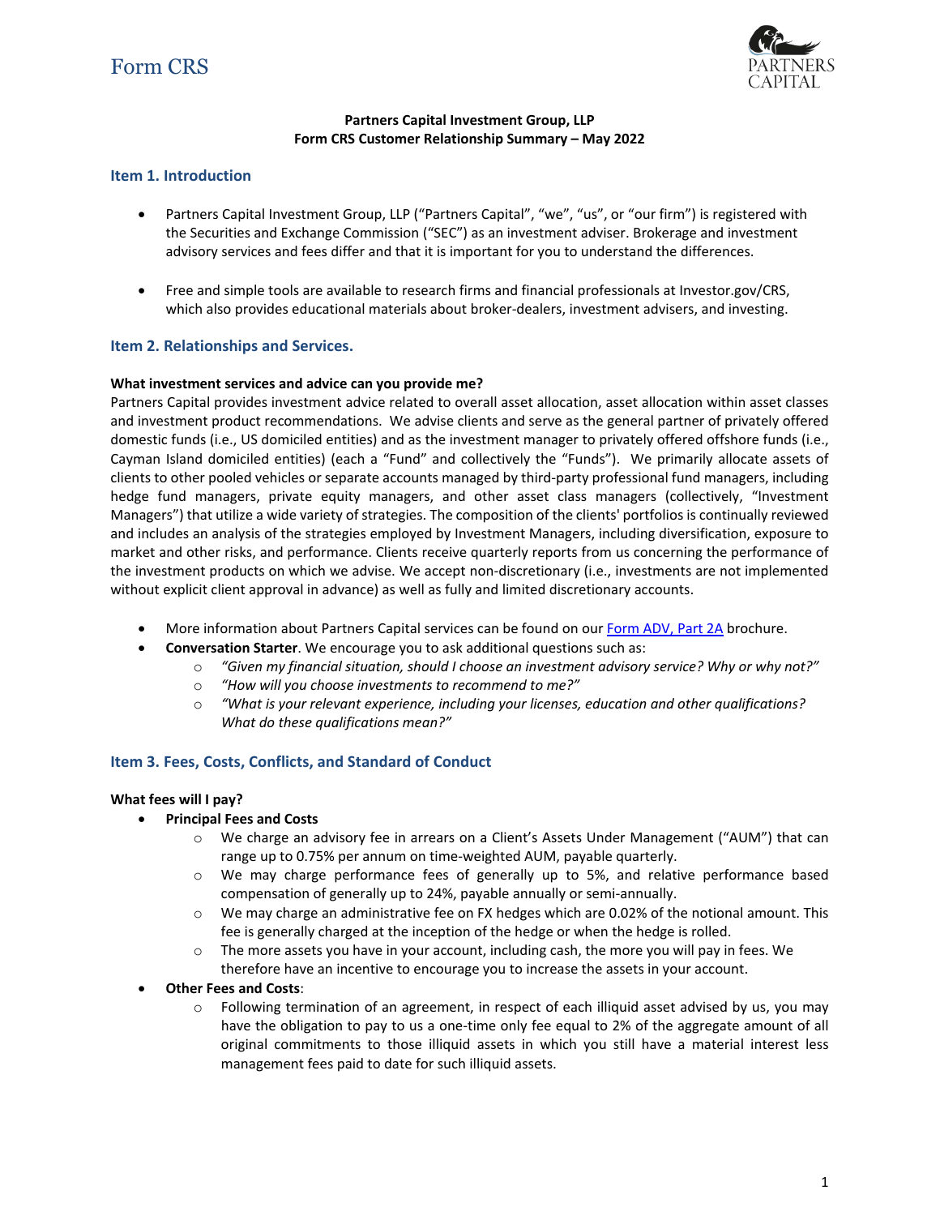# Form CRS

**Partners Capital Investment Group, LLP**
**Form CRS Customer Relationship Summary – May 2022**

## Item 1. Introduction

- Partners Capital Investment Group, LLP ("Partners Capital", "we", "us", or "our firm") is registered with the Securities and Exchange Commission ("SEC") as an investment adviser. Brokerage and investment advisory services and fees differ and that it is important for you to understand the differences.

- Free and simple tools are available to research firms and financial professionals at Investor.gov/CRS, which also provides educational materials about broker-dealers, investment advisers, and investing.

## Item 2. Relationships and Services.

**What investment services and advice can you provide me?**
Partners Capital provides investment advice related to overall asset allocation, asset allocation within asset classes and investment product recommendations. We advise clients and serve as the general partner of privately offered domestic funds (i.e., US domiciled entities) and as the investment manager to privately offered offshore funds (i.e., Cayman Island domiciled entities) (each a "Fund" and collectively the "Funds"). We primarily allocate assets of clients to other pooled vehicles or separate accounts managed by third-party professional fund managers, including hedge fund managers, private equity managers, and other asset class managers (collectively, "Investment Managers") that utilize a wide variety of strategies. The composition of the clients' portfolios is continually reviewed and includes an analysis of the strategies employed by Investment Managers, including diversification, exposure to market and other risks, and performance. Clients receive quarterly reports from us concerning the performance of the investment products on which we advise. We accept non-discretionary (i.e., investments are not implemented without explicit client approval in advance) as well as fully and limited discretionary accounts.

- More information about Partners Capital services can be found on our Form ADV, Part 2A brochure.
- **Conversation Starter**. We encourage you to ask additional questions such as:
  - *"Given my financial situation, should I choose an investment advisory service? Why or why not?"*
  - *"How will you choose investments to recommend to me?"*
  - *"What is your relevant experience, including your licenses, education and other qualifications? What do these qualifications mean?"*

## Item 3. Fees, Costs, Conflicts, and Standard of Conduct

**What fees will I pay?**

- **Principal Fees and Costs**
  - We charge an advisory fee in arrears on a Client's Assets Under Management ("AUM") that can range up to 0.75% per annum on time-weighted AUM, payable quarterly.
  - We may charge performance fees of generally up to 5%, and relative performance based compensation of generally up to 24%, payable annually or semi-annually.
  - We may charge an administrative fee on FX hedges which are 0.02% of the notional amount. This fee is generally charged at the inception of the hedge or when the hedge is rolled.
  - The more assets you have in your account, including cash, the more you will pay in fees. We therefore have an incentive to encourage you to increase the assets in your account.
- **Other Fees and Costs**:
  - Following termination of an agreement, in respect of each illiquid asset advised by us, you may have the obligation to pay to us a one-time only fee equal to 2% of the aggregate amount of all original commitments to those illiquid assets in which you still have a material interest less management fees paid to date for such illiquid assets.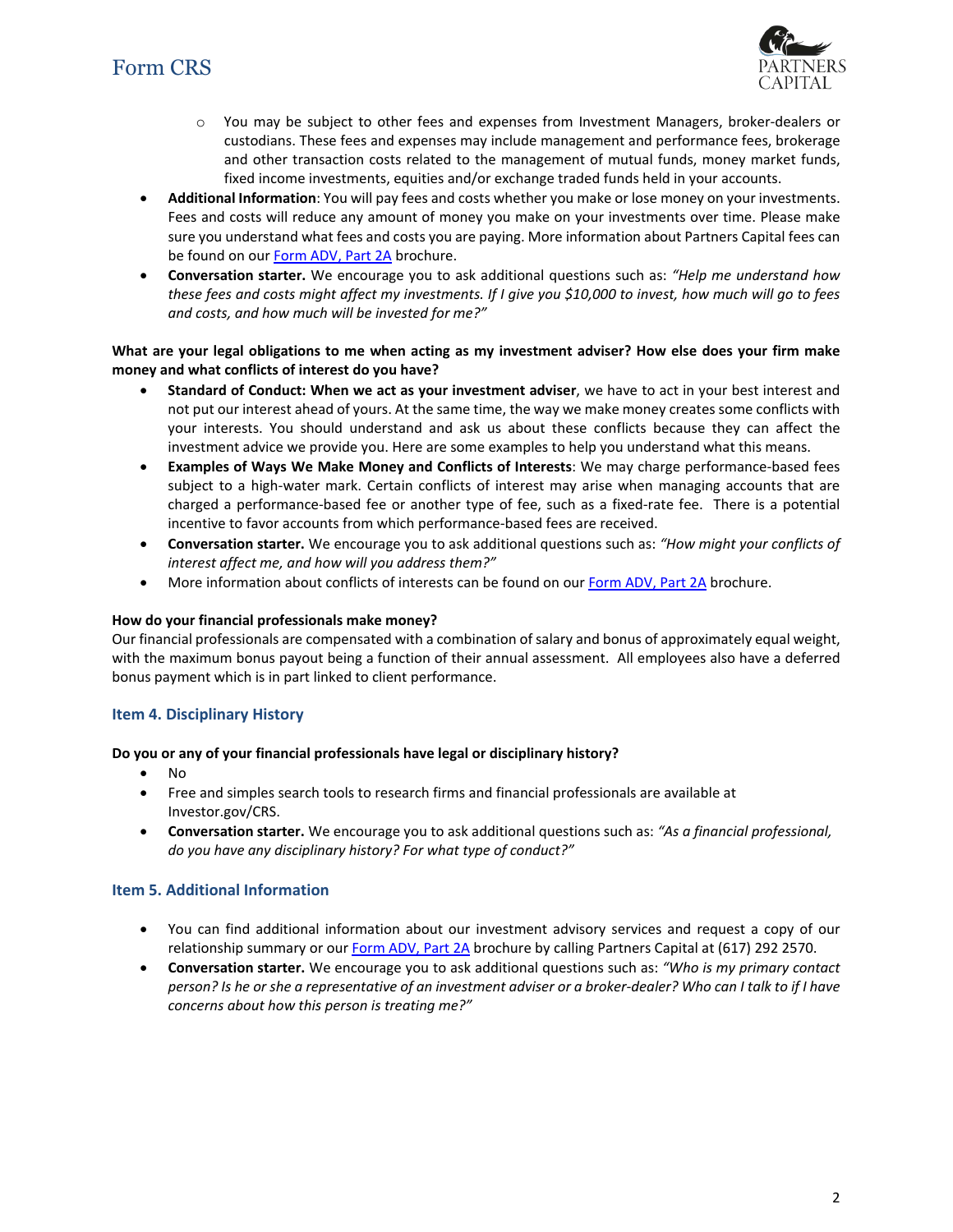- You may be subject to other fees and expenses from Investment Managers, broker-dealers or custodians. These fees and expenses may include management and performance fees, brokerage and other transaction costs related to the management of mutual funds, money market funds, fixed income investments, equities and/or exchange traded funds held in your accounts.

- **Additional Information**: You will pay fees and costs whether you make or lose money on your investments. Fees and costs will reduce any amount of money you make on your investments over time. Please make sure you understand what fees and costs you are paying. More information about Partners Capital fees can be found on our [Form ADV, Part 2A](#) brochure.
- **Conversation starter.** We encourage you to ask additional questions such as: *"Help me understand how these fees and costs might affect my investments. If I give you $10,000 to invest, how much will go to fees and costs, and how much will be invested for me?"*

**What are your legal obligations to me when acting as my investment adviser? How else does your firm make money and what conflicts of interest do you have?**

- **Standard of Conduct: When we act as your investment adviser**, we have to act in your best interest and not put our interest ahead of yours. At the same time, the way we make money creates some conflicts with your interests. You should understand and ask us about these conflicts because they can affect the investment advice we provide you. Here are some examples to help you understand what this means.
- **Examples of Ways We Make Money and Conflicts of Interests**: We may charge performance-based fees subject to a high-water mark. Certain conflicts of interest may arise when managing accounts that are charged a performance-based fee or another type of fee, such as a fixed-rate fee. There is a potential incentive to favor accounts from which performance-based fees are received.
- **Conversation starter.** We encourage you to ask additional questions such as: *"How might your conflicts of interest affect me, and how will you address them?"*
- More information about conflicts of interests can be found on our [Form ADV, Part 2A](#) brochure.

**How do your financial professionals make money?**

Our financial professionals are compensated with a combination of salary and bonus of approximately equal weight, with the maximum bonus payout being a function of their annual assessment. All employees also have a deferred bonus payment which is in part linked to client performance.

## Item 4. Disciplinary History

**Do you or any of your financial professionals have legal or disciplinary history?**

- No
- Free and simples search tools to research firms and financial professionals are available at Investor.gov/CRS.
- **Conversation starter.** We encourage you to ask additional questions such as: *"As a financial professional, do you have any disciplinary history? For what type of conduct?"*

## Item 5. Additional Information

- You can find additional information about our investment advisory services and request a copy of our relationship summary or our [Form ADV, Part 2A](#) brochure by calling Partners Capital at (617) 292 2570.
- **Conversation starter.** We encourage you to ask additional questions such as: *"Who is my primary contact person? Is he or she a representative of an investment adviser or a broker-dealer? Who can I talk to if I have concerns about how this person is treating me?"*